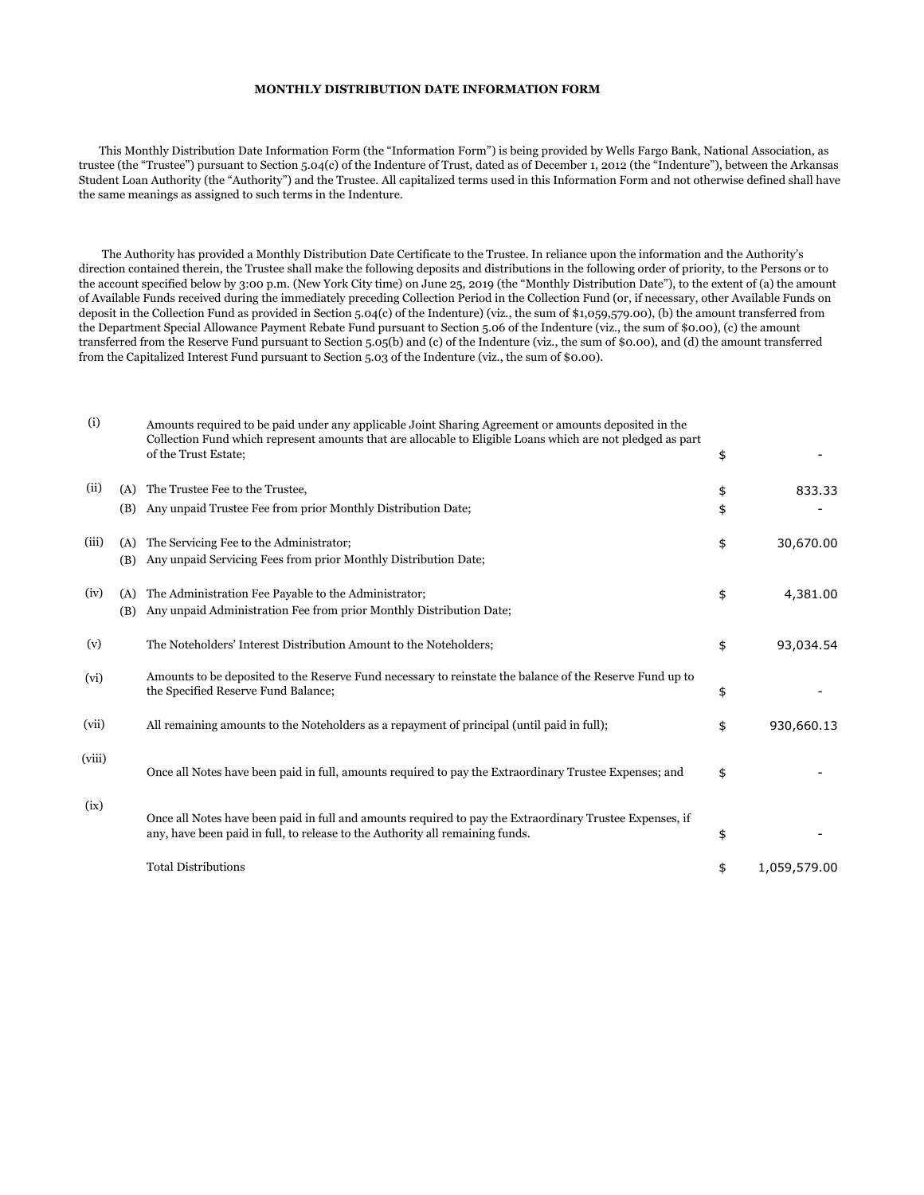**MONTHLY DISTRIBUTION DATE INFORMATION FORM**

This Monthly Distribution Date Information Form (the "Information Form") is being provided by Wells Fargo Bank, National Association, as trustee (the "Trustee") pursuant to Section 5.04(c) of the Indenture of Trust, dated as of December 1, 2012 (the "Indenture"), between the Arkansas Student Loan Authority (the "Authority") and the Trustee. All capitalized terms used in this Information Form and not otherwise defined shall have the same meanings as assigned to such terms in the Indenture.

The Authority has provided a Monthly Distribution Date Certificate to the Trustee. In reliance upon the information and the Authority's direction contained therein, the Trustee shall make the following deposits and distributions in the following order of priority, to the Persons or to the account specified below by 3:00 p.m. (New York City time) on June 25, 2019 (the "Monthly Distribution Date"), to the extent of (a) the amount of Available Funds received during the immediately preceding Collection Period in the Collection Fund (or, if necessary, other Available Funds on deposit in the Collection Fund as provided in Section 5.04(c) of the Indenture) (viz., the sum of $1,059,579.00), (b) the amount transferred from the Department Special Allowance Payment Rebate Fund pursuant to Section 5.06 of the Indenture (viz., the sum of $0.00), (c) the amount transferred from the Reserve Fund pursuant to Section 5.05(b) and (c) of the Indenture (viz., the sum of $0.00), and (d) the amount transferred from the Capitalized Interest Fund pursuant to Section 5.03 of the Indenture (viz., the sum of $0.00).

| | | | | |
|---|---|---|---|---|
| (i) | | Amounts required to be paid under any applicable Joint Sharing Agreement or amounts deposited in the Collection Fund which represent amounts that are allocable to Eligible Loans which are not pledged as part of the Trust Estate; | $ | - |
| (ii) | (A) | The Trustee Fee to the Trustee, | $ | 833.33 |
| | (B) | Any unpaid Trustee Fee from prior Monthly Distribution Date; | $ | - |
| (iii) | (A) | The Servicing Fee to the Administrator; | $ | 30,670.00 |
| | (B) | Any unpaid Servicing Fees from prior Monthly Distribution Date; | | |
| (iv) | (A) | The Administration Fee Payable to the Administrator; | $ | 4,381.00 |
| | (B) | Any unpaid Administration Fee from prior Monthly Distribution Date; | | |
| (v) | | The Noteholders' Interest Distribution Amount to the Noteholders; | $ | 93,034.54 |
| (vi) | | Amounts to be deposited to the Reserve Fund necessary to reinstate the balance of the Reserve Fund up to the Specified Reserve Fund Balance; | $ | - |
| (vii) | | All remaining amounts to the Noteholders as a repayment of principal (until paid in full); | $ | 930,660.13 |
| (viii) | | Once all Notes have been paid in full, amounts required to pay the Extraordinary Trustee Expenses; and | $ | - |
| (ix) | | Once all Notes have been paid in full and amounts required to pay the Extraordinary Trustee Expenses, if any, have been paid in full, to release to the Authority all remaining funds. | $ | - |
| | | Total Distributions | $ | 1,059,579.00 |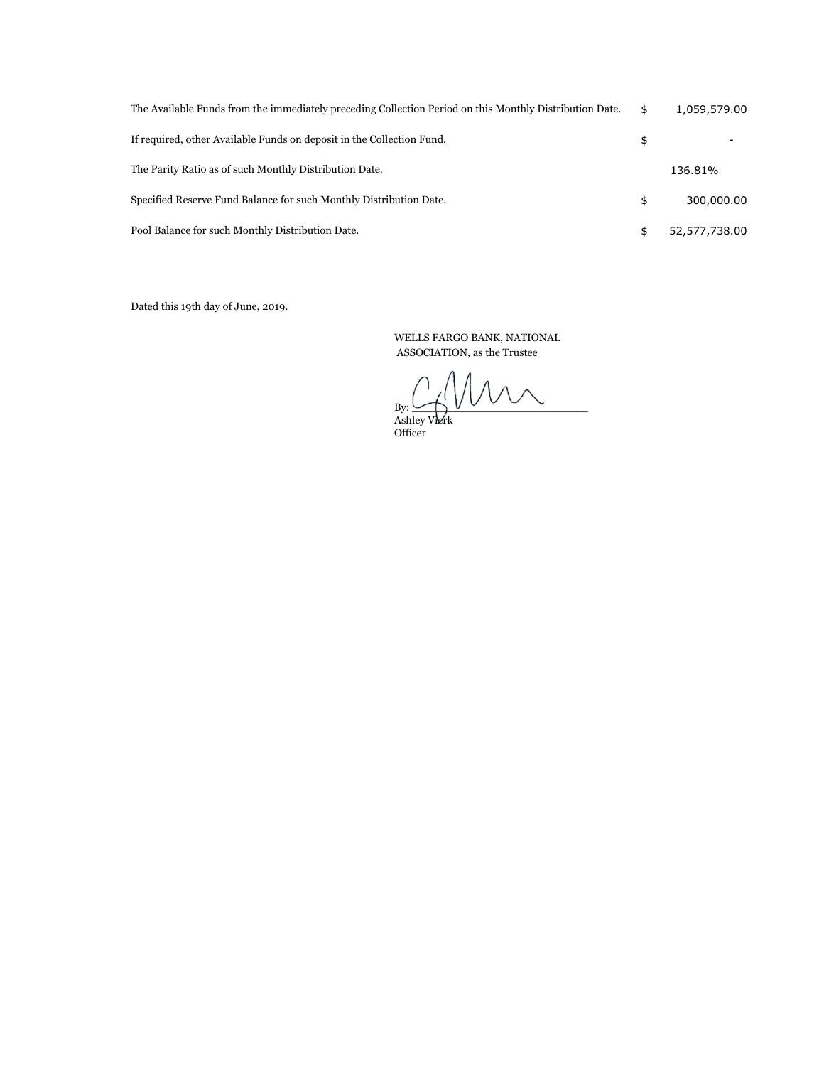| | | |
|---|---|---|
| The Available Funds from the immediately preceding Collection Period on this Monthly Distribution Date. | $ | 1,059,579.00 |
| If required, other Available Funds on deposit in the Collection Fund. | $ | - |
| The Parity Ratio as of such Monthly Distribution Date. | | 136.81% |
| Specified Reserve Fund Balance for such Monthly Distribution Date. | $ | 300,000.00 |
| Pool Balance for such Monthly Distribution Date. | $ | 52,577,738.00 |

Dated this 19th day of June, 2019.

WELLS FARGO BANK, NATIONAL ASSOCIATION, as the Trustee

By: ______________________

Ashley Vierk

Officer